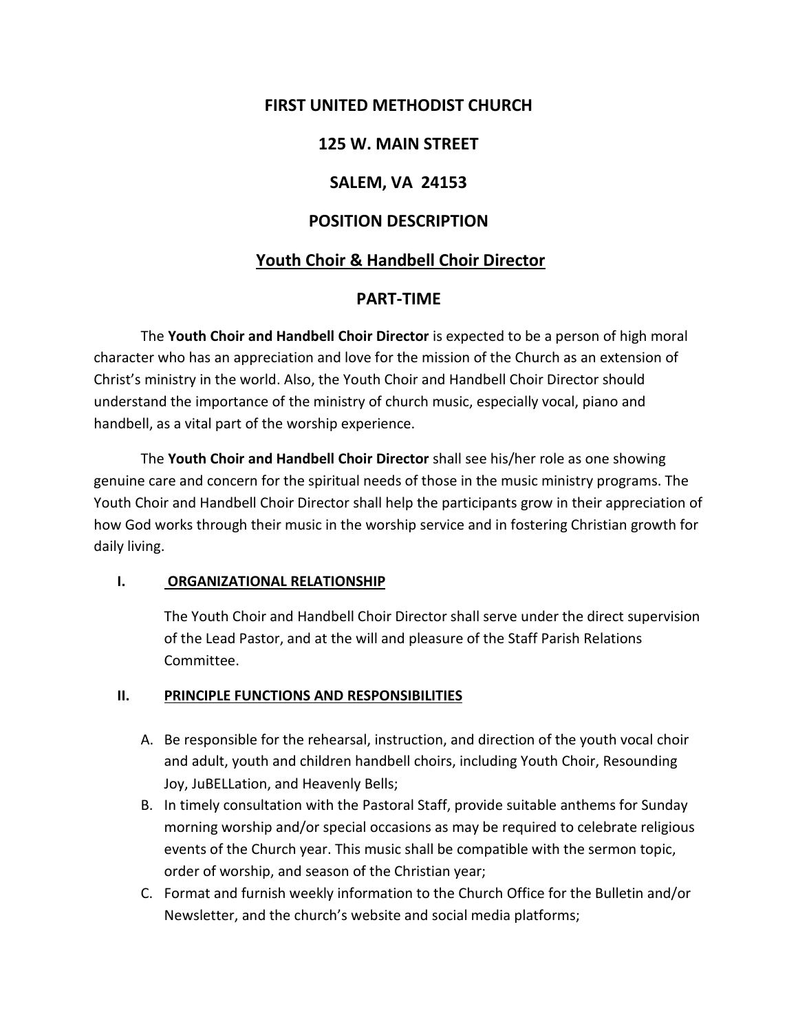# FIRST UNITED METHODIST CHURCH

## 125 W. MAIN STREET

## SALEM, VA 24153

## POSITION DESCRIPTION

## Youth Choir & Handbell Choir Director

## PART-TIME

The **Youth Choir and Handbell Choir Director** is expected to be a person of high moral character who has an appreciation and love for the mission of the Church as an extension of Christ's ministry in the world. Also, the Youth Choir and Handbell Choir Director should understand the importance of the ministry of church music, especially vocal, piano and handbell, as a vital part of the worship experience.

The **Youth Choir and Handbell Choir Director** shall see his/her role as one showing genuine care and concern for the spiritual needs of those in the music ministry programs. The Youth Choir and Handbell Choir Director shall help the participants grow in their appreciation of how God works through their music in the worship service and in fostering Christian growth for daily living.

### I. ORGANIZATIONAL RELATIONSHIP

The Youth Choir and Handbell Choir Director shall serve under the direct supervision of the Lead Pastor, and at the will and pleasure of the Staff Parish Relations Committee.

### II. PRINCIPLE FUNCTIONS AND RESPONSIBILITIES

A. Be responsible for the rehearsal, instruction, and direction of the youth vocal choir and adult, youth and children handbell choirs, including Youth Choir, Resounding Joy, JuBELLation, and Heavenly Bells;

B. In timely consultation with the Pastoral Staff, provide suitable anthems for Sunday morning worship and/or special occasions as may be required to celebrate religious events of the Church year. This music shall be compatible with the sermon topic, order of worship, and season of the Christian year;

C. Format and furnish weekly information to the Church Office for the Bulletin and/or Newsletter, and the church's website and social media platforms;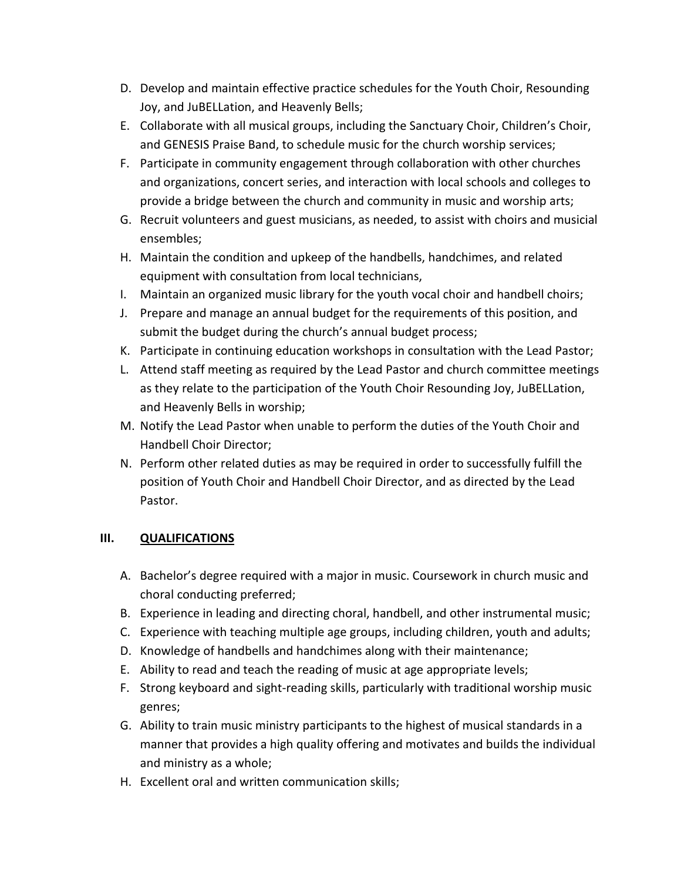D. Develop and maintain effective practice schedules for the Youth Choir, Resounding Joy, and JuBELLation, and Heavenly Bells;
E. Collaborate with all musical groups, including the Sanctuary Choir, Children's Choir, and GENESIS Praise Band, to schedule music for the church worship services;
F. Participate in community engagement through collaboration with other churches and organizations, concert series, and interaction with local schools and colleges to provide a bridge between the church and community in music and worship arts;
G. Recruit volunteers and guest musicians, as needed, to assist with choirs and musicial ensembles;
H. Maintain the condition and upkeep of the handbells, handchimes, and related equipment with consultation from local technicians,
I. Maintain an organized music library for the youth vocal choir and handbell choirs;
J. Prepare and manage an annual budget for the requirements of this position, and submit the budget during the church's annual budget process;
K. Participate in continuing education workshops in consultation with the Lead Pastor;
L. Attend staff meeting as required by the Lead Pastor and church committee meetings as they relate to the participation of the Youth Choir Resounding Joy, JuBELLation, and Heavenly Bells in worship;
M. Notify the Lead Pastor when unable to perform the duties of the Youth Choir and Handbell Choir Director;
N. Perform other related duties as may be required in order to successfully fulfill the position of Youth Choir and Handbell Choir Director, and as directed by the Lead Pastor.

## III. QUALIFICATIONS

A. Bachelor's degree required with a major in music. Coursework in church music and choral conducting preferred;
B. Experience in leading and directing choral, handbell, and other instrumental music;
C. Experience with teaching multiple age groups, including children, youth and adults;
D. Knowledge of handbells and handchimes along with their maintenance;
E. Ability to read and teach the reading of music at age appropriate levels;
F. Strong keyboard and sight-reading skills, particularly with traditional worship music genres;
G. Ability to train music ministry participants to the highest of musical standards in a manner that provides a high quality offering and motivates and builds the individual and ministry as a whole;
H. Excellent oral and written communication skills;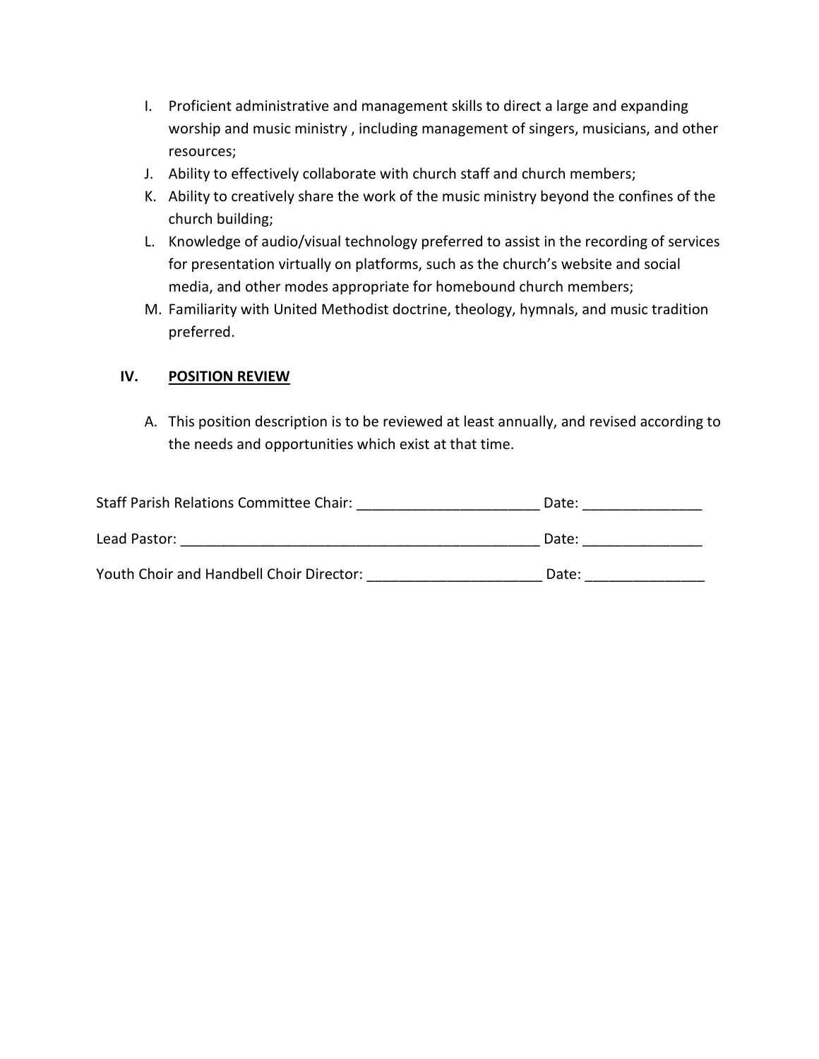I. Proficient administrative and management skills to direct a large and expanding worship and music ministry , including management of singers, musicians, and other resources;
J. Ability to effectively collaborate with church staff and church members;
K. Ability to creatively share the work of the music ministry beyond the confines of the church building;
L. Knowledge of audio/visual technology preferred to assist in the recording of services for presentation virtually on platforms, such as the church's website and social media, and other modes appropriate for homebound church members;
M. Familiarity with United Methodist doctrine, theology, hymnals, and music tradition preferred.

## IV. POSITION REVIEW

A. This position description is to be reviewed at least annually, and revised according to the needs and opportunities which exist at that time.

Staff Parish Relations Committee Chair: ______________________ Date: ______________

Lead Pastor: ____________________________________________ Date: ______________

Youth Choir and Handbell Choir Director: _____________________ Date: ______________